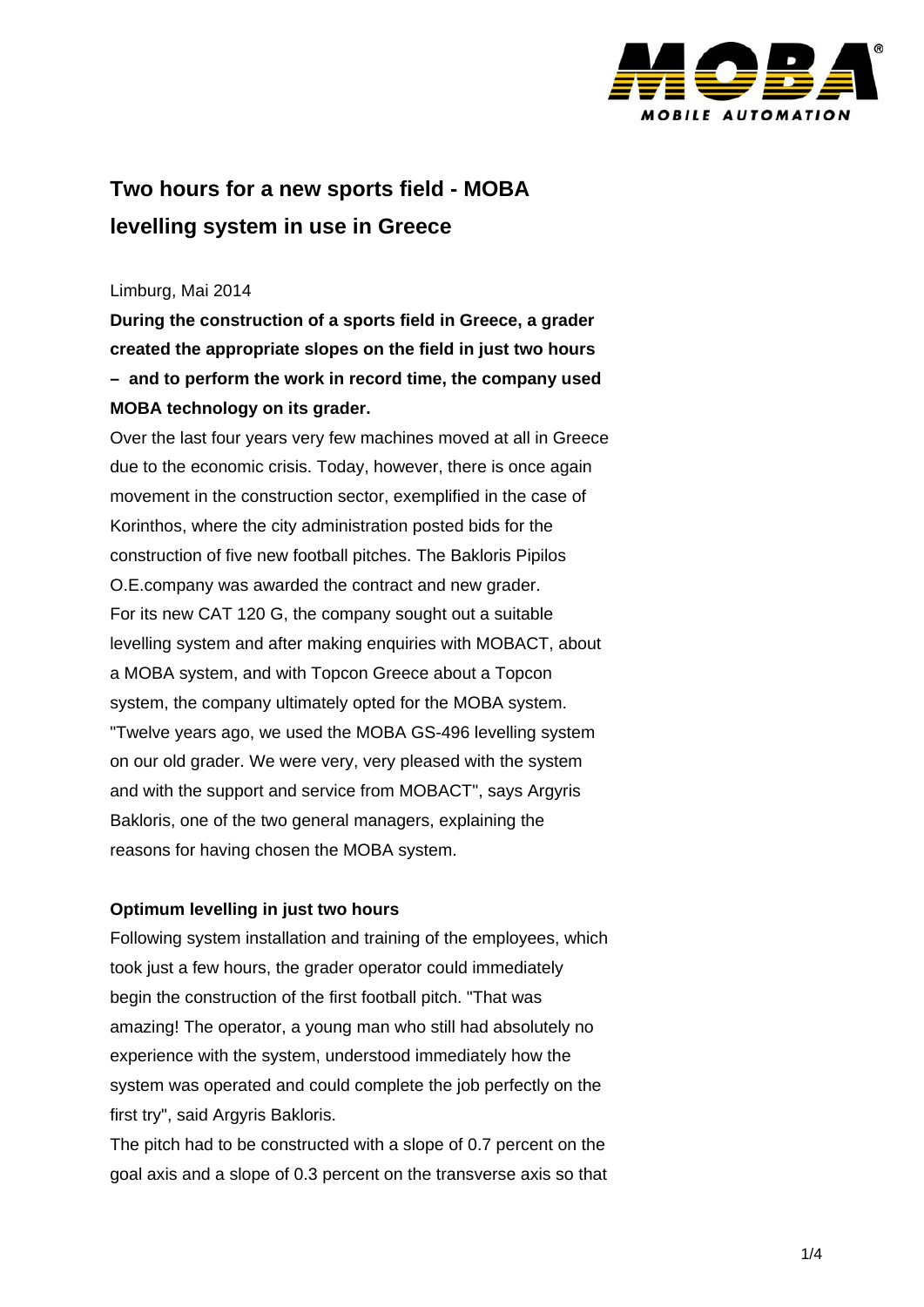# Two hours for a new sports field - MOBA levelling system in use in Greece

Limburg, Mai 2014

**During the construction of a sports field in Greece, a grader created the appropriate slopes on the field in just two hours – and to perform the work in record time, the company used MOBA technology on its grader.**

Over the last four years very few machines moved at all in Greece due to the economic crisis. Today, however, there is once again movement in the construction sector, exemplified in the case of Korinthos, where the city administration posted bids for the construction of five new football pitches. The Bakloris Pipilos O.E.company was awarded the contract and new grader.
For its new CAT 120 G, the company sought out a suitable levelling system and after making enquiries with MOBACT, about a MOBA system, and with Topcon Greece about a Topcon system, the company ultimately opted for the MOBA system. "Twelve years ago, we used the MOBA GS-496 levelling system on our old grader. We were very, very pleased with the system and with the support and service from MOBACT", says Argyris Bakloris, one of the two general managers, explaining the reasons for having chosen the MOBA system.

## Optimum levelling in just two hours

Following system installation and training of the employees, which took just a few hours, the grader operator could immediately begin the construction of the first football pitch. "That was amazing! The operator, a young man who still had absolutely no experience with the system, understood immediately how the system was operated and could complete the job perfectly on the first try", said Argyris Bakloris.
The pitch had to be constructed with a slope of 0.7 percent on the goal axis and a slope of 0.3 percent on the transverse axis so that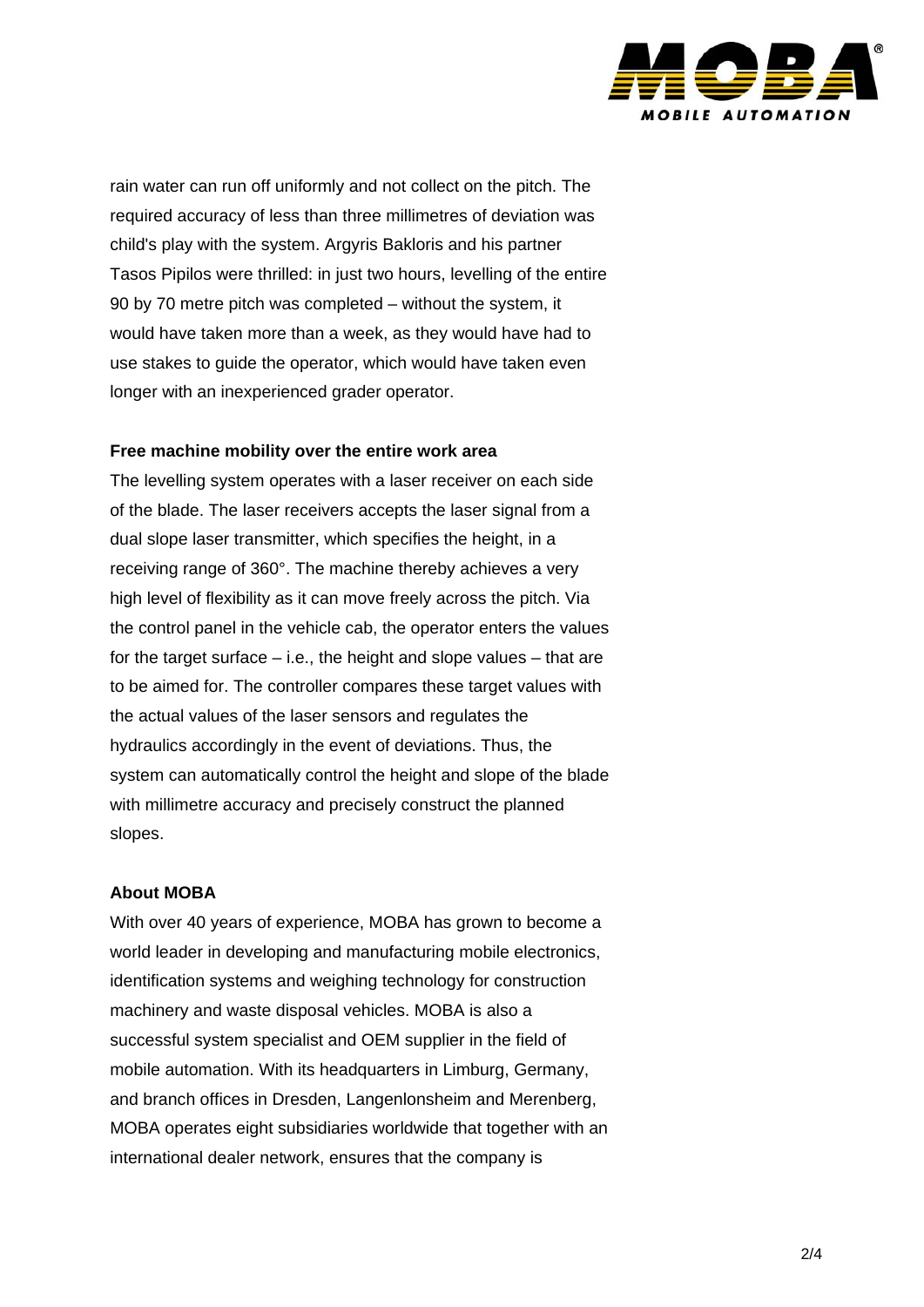rain water can run off uniformly and not collect on the pitch. The required accuracy of less than three millimetres of deviation was child's play with the system. Argyris Bakloris and his partner Tasos Pipilos were thrilled: in just two hours, levelling of the entire 90 by 70 metre pitch was completed – without the system, it would have taken more than a week, as they would have had to use stakes to guide the operator, which would have taken even longer with an inexperienced grader operator.

**Free machine mobility over the entire work area**

The levelling system operates with a laser receiver on each side of the blade. The laser receivers accepts the laser signal from a dual slope laser transmitter, which specifies the height, in a receiving range of 360°. The machine thereby achieves a very high level of flexibility as it can move freely across the pitch. Via the control panel in the vehicle cab, the operator enters the values for the target surface – i.e., the height and slope values – that are to be aimed for. The controller compares these target values with the actual values of the laser sensors and regulates the hydraulics accordingly in the event of deviations. Thus, the system can automatically control the height and slope of the blade with millimetre accuracy and precisely construct the planned slopes.

**About MOBA**

With over 40 years of experience, MOBA has grown to become a world leader in developing and manufacturing mobile electronics, identification systems and weighing technology for construction machinery and waste disposal vehicles. MOBA is also a successful system specialist and OEM supplier in the field of mobile automation. With its headquarters in Limburg, Germany, and branch offices in Dresden, Langenlonsheim and Merenberg, MOBA operates eight subsidiaries worldwide that together with an international dealer network, ensures that the company is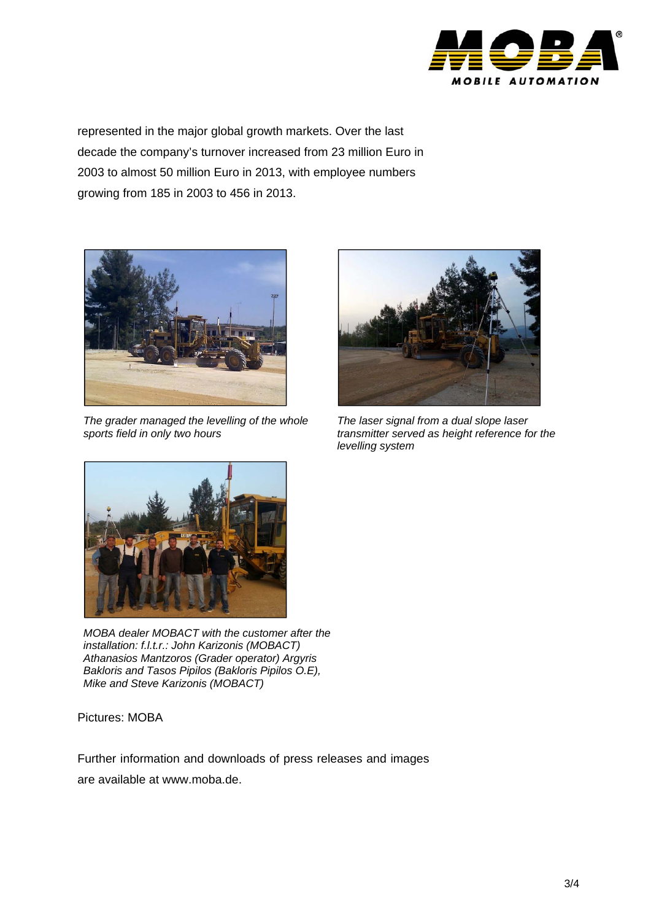represented in the major global growth markets. Over the last decade the company's turnover increased from 23 million Euro in 2003 to almost 50 million Euro in 2013, with employee numbers growing from 185 in 2003 to 456 in 2013.

*The grader managed the levelling of the whole sports field in only two hours*

*The laser signal from a dual slope laser transmitter served as height reference for the levelling system*

*MOBA dealer MOBACT with the customer after the installation: f.l.t.r.: John Karizonis (MOBACT) Athanasios Mantzoros (Grader operator) Argyris Bakloris and Tasos Pipilos (Bakloris Pipilos O.E), Mike and Steve Karizonis (MOBACT)*

Pictures: MOBA

Further information and downloads of press releases and images are available at www.moba.de.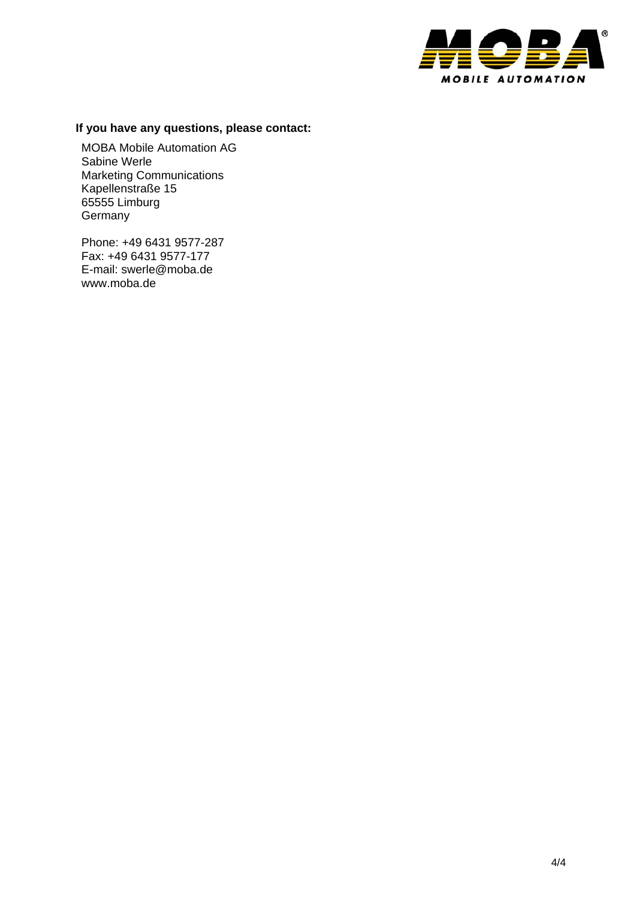**If you have any questions, please contact:**

MOBA Mobile Automation AG
Sabine Werle
Marketing Communications
Kapellenstraße 15
65555 Limburg
Germany

Phone: +49 6431 9577-287
Fax: +49 6431 9577-177
E-mail: swerle@moba.de
www.moba.de